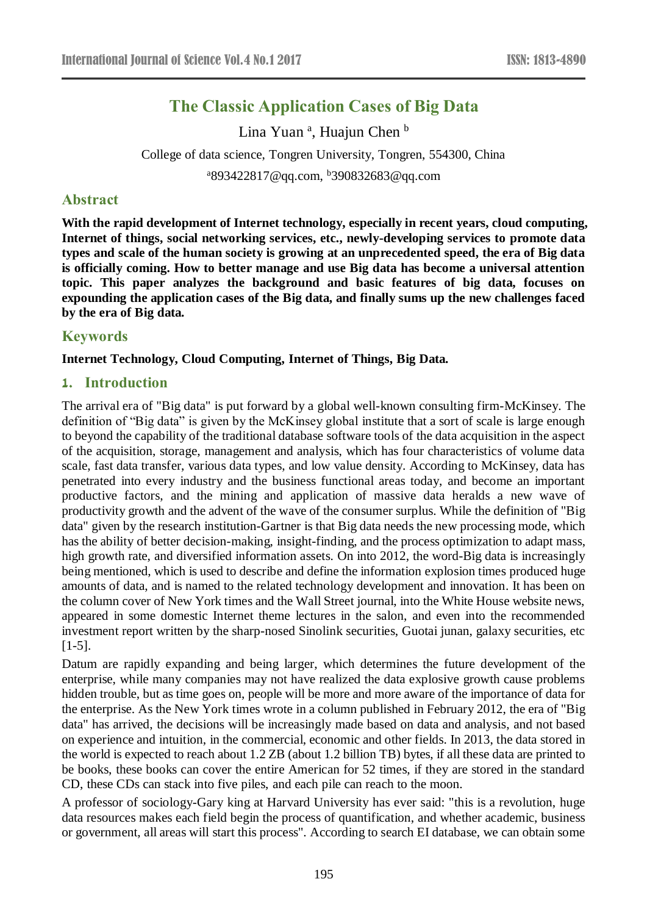# The Classic Application Cases of Big Data

Lina Yuan [a], Huajun Chen [b]

College of data science, Tongren University, Tongren, 554300, China

[a]893422817@qq.com, [b]390832683@qq.com

## Abstract

**With the rapid development of Internet technology, especially in recent years, cloud computing, Internet of things, social networking services, etc., newly-developing services to promote data types and scale of the human society is growing at an unprecedented speed, the era of Big data is officially coming. How to better manage and use Big data has become a universal attention topic. This paper analyzes the background and basic features of big data, focuses on expounding the application cases of the Big data, and finally sums up the new challenges faced by the era of Big data.**

## Keywords

**Internet Technology, Cloud Computing, Internet of Things, Big Data.**

## 1. Introduction

The arrival era of "Big data" is put forward by a global well-known consulting firm-McKinsey. The definition of "Big data" is given by the McKinsey global institute that a sort of scale is large enough to beyond the capability of the traditional database software tools of the data acquisition in the aspect of the acquisition, storage, management and analysis, which has four characteristics of volume data scale, fast data transfer, various data types, and low value density. According to McKinsey, data has penetrated into every industry and the business functional areas today, and become an important productive factors, and the mining and application of massive data heralds a new wave of productivity growth and the advent of the wave of the consumer surplus. While the definition of "Big data" given by the research institution-Gartner is that Big data needs the new processing mode, which has the ability of better decision-making, insight-finding, and the process optimization to adapt mass, high growth rate, and diversified information assets. On into 2012, the word-Big data is increasingly being mentioned, which is used to describe and define the information explosion times produced huge amounts of data, and is named to the related technology development and innovation. It has been on the column cover of New York times and the Wall Street journal, into the White House website news, appeared in some domestic Internet theme lectures in the salon, and even into the recommended investment report written by the sharp-nosed Sinolink securities, Guotai junan, galaxy securities, etc [1-5].

Datum are rapidly expanding and being larger, which determines the future development of the enterprise, while many companies may not have realized the data explosive growth cause problems hidden trouble, but as time goes on, people will be more and more aware of the importance of data for the enterprise. As the New York times wrote in a column published in February 2012, the era of "Big data" has arrived, the decisions will be increasingly made based on data and analysis, and not based on experience and intuition, in the commercial, economic and other fields. In 2013, the data stored in the world is expected to reach about 1.2 ZB (about 1.2 billion TB) bytes, if all these data are printed to be books, these books can cover the entire American for 52 times, if they are stored in the standard CD, these CDs can stack into five piles, and each pile can reach to the moon.

A professor of sociology-Gary king at Harvard University has ever said: "this is a revolution, huge data resources makes each field begin the process of quantification, and whether academic, business or government, all areas will start this process". According to search EI database, we can obtain some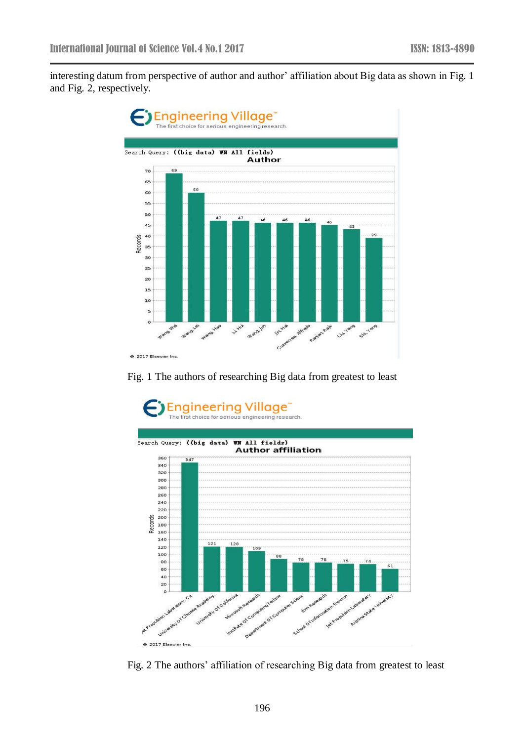interesting datum from perspective of author and author' affiliation about Big data as shown in Fig. 1 and Fig. 2, respectively.

Fig. 1 The authors of researching Big data from greatest to least

Fig. 2 The authors' affiliation of researching Big data from greatest to least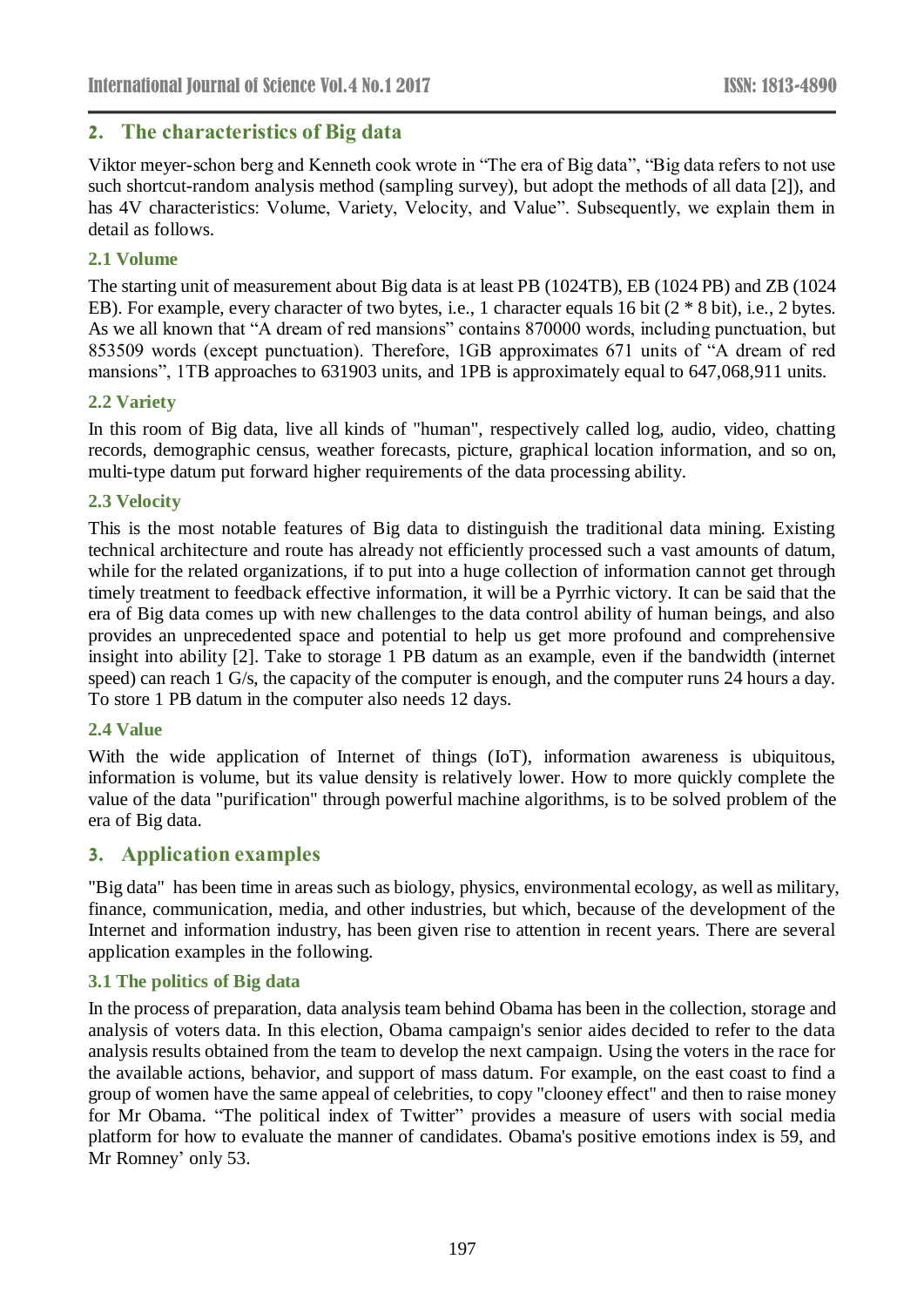## 2. The characteristics of Big data

Viktor meyer-schon berg and Kenneth cook wrote in “The era of Big data”, “Big data refers to not use such shortcut-random analysis method (sampling survey), but adopt the methods of all data [2]), and has 4V characteristics: Volume, Variety, Velocity, and Value”. Subsequently, we explain them in detail as follows.

### 2.1 Volume

The starting unit of measurement about Big data is at least PB (1024TB), EB (1024 PB) and ZB (1024 EB). For example, every character of two bytes, i.e., 1 character equals 16 bit (2 * 8 bit), i.e., 2 bytes. As we all known that “A dream of red mansions” contains 870000 words, including punctuation, but 853509 words (except punctuation). Therefore, 1GB approximates 671 units of “A dream of red mansions”, 1TB approaches to 631903 units, and 1PB is approximately equal to 647,068,911 units.

### 2.2 Variety

In this room of Big data, live all kinds of "human", respectively called log, audio, video, chatting records, demographic census, weather forecasts, picture, graphical location information, and so on, multi-type datum put forward higher requirements of the data processing ability.

### 2.3 Velocity

This is the most notable features of Big data to distinguish the traditional data mining. Existing technical architecture and route has already not efficiently processed such a vast amounts of datum, while for the related organizations, if to put into a huge collection of information cannot get through timely treatment to feedback effective information, it will be a Pyrrhic victory. It can be said that the era of Big data comes up with new challenges to the data control ability of human beings, and also provides an unprecedented space and potential to help us get more profound and comprehensive insight into ability [2]. Take to storage 1 PB datum as an example, even if the bandwidth (internet speed) can reach 1 G/s, the capacity of the computer is enough, and the computer runs 24 hours a day. To store 1 PB datum in the computer also needs 12 days.

### 2.4 Value

With the wide application of Internet of things (IoT), information awareness is ubiquitous, information is volume, but its value density is relatively lower. How to more quickly complete the value of the data "purification" through powerful machine algorithms, is to be solved problem of the era of Big data.

## 3. Application examples

"Big data" has been time in areas such as biology, physics, environmental ecology, as well as military, finance, communication, media, and other industries, but which, because of the development of the Internet and information industry, has been given rise to attention in recent years. There are several application examples in the following.

### 3.1 The politics of Big data

In the process of preparation, data analysis team behind Obama has been in the collection, storage and analysis of voters data. In this election, Obama campaign's senior aides decided to refer to the data analysis results obtained from the team to develop the next campaign. Using the voters in the race for the available actions, behavior, and support of mass datum. For example, on the east coast to find a group of women have the same appeal of celebrities, to copy "clooney effect" and then to raise money for Mr Obama. “The political index of Twitter” provides a measure of users with social media platform for how to evaluate the manner of candidates. Obama's positive emotions index is 59, and Mr Romney’ only 53.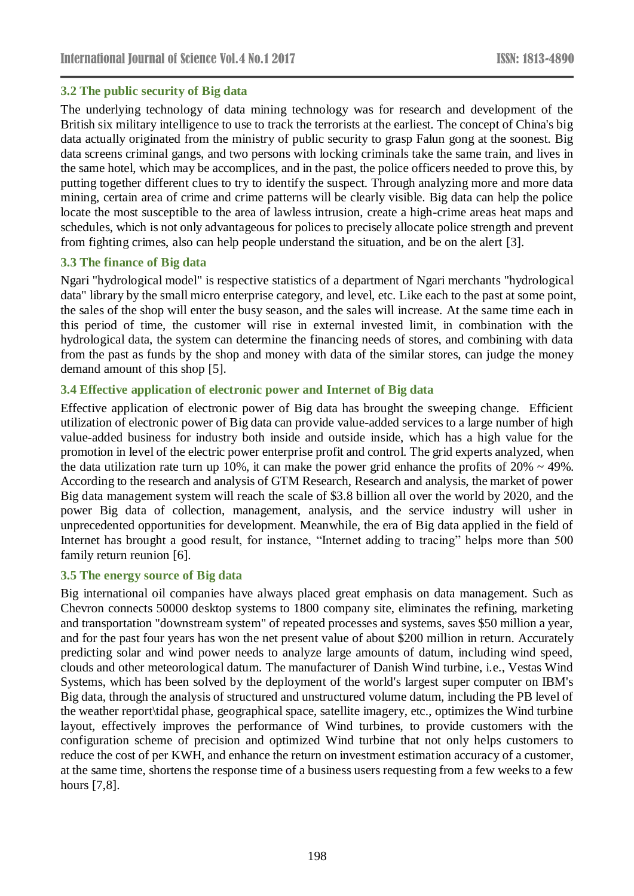### 3.2 The public security of Big data

The underlying technology of data mining technology was for research and development of the British six military intelligence to use to track the terrorists at the earliest. The concept of China's big data actually originated from the ministry of public security to grasp Falun gong at the soonest. Big data screens criminal gangs, and two persons with locking criminals take the same train, and lives in the same hotel, which may be accomplices, and in the past, the police officers needed to prove this, by putting together different clues to try to identify the suspect. Through analyzing more and more data mining, certain area of crime and crime patterns will be clearly visible. Big data can help the police locate the most susceptible to the area of lawless intrusion, create a high-crime areas heat maps and schedules, which is not only advantageous for polices to precisely allocate police strength and prevent from fighting crimes, also can help people understand the situation, and be on the alert [3].

### 3.3 The finance of Big data

Ngari "hydrological model" is respective statistics of a department of Ngari merchants "hydrological data" library by the small micro enterprise category, and level, etc. Like each to the past at some point, the sales of the shop will enter the busy season, and the sales will increase. At the same time each in this period of time, the customer will rise in external invested limit, in combination with the hydrological data, the system can determine the financing needs of stores, and combining with data from the past as funds by the shop and money with data of the similar stores, can judge the money demand amount of this shop [5].

### 3.4 Effective application of electronic power and Internet of Big data

Effective application of electronic power of Big data has brought the sweeping change. Efficient utilization of electronic power of Big data can provide value-added services to a large number of high value-added business for industry both inside and outside inside, which has a high value for the promotion in level of the electric power enterprise profit and control. The grid experts analyzed, when the data utilization rate turn up 10%, it can make the power grid enhance the profits of 20% ~ 49%. According to the research and analysis of GTM Research, Research and analysis, the market of power Big data management system will reach the scale of $3.8 billion all over the world by 2020, and the power Big data of collection, management, analysis, and the service industry will usher in unprecedented opportunities for development. Meanwhile, the era of Big data applied in the field of Internet has brought a good result, for instance, “Internet adding to tracing” helps more than 500 family return reunion [6].

### 3.5 The energy source of Big data

Big international oil companies have always placed great emphasis on data management. Such as Chevron connects 50000 desktop systems to 1800 company site, eliminates the refining, marketing and transportation "downstream system" of repeated processes and systems, saves $50 million a year, and for the past four years has won the net present value of about $200 million in return. Accurately predicting solar and wind power needs to analyze large amounts of datum, including wind speed, clouds and other meteorological datum. The manufacturer of Danish Wind turbine, i.e., Vestas Wind Systems, which has been solved by the deployment of the world's largest super computer on IBM's Big data, through the analysis of structured and unstructured volume datum, including the PB level of the weather report\tidal phase, geographical space, satellite imagery, etc., optimizes the Wind turbine layout, effectively improves the performance of Wind turbines, to provide customers with the configuration scheme of precision and optimized Wind turbine that not only helps customers to reduce the cost of per KWH, and enhance the return on investment estimation accuracy of a customer, at the same time, shortens the response time of a business users requesting from a few weeks to a few hours [7,8].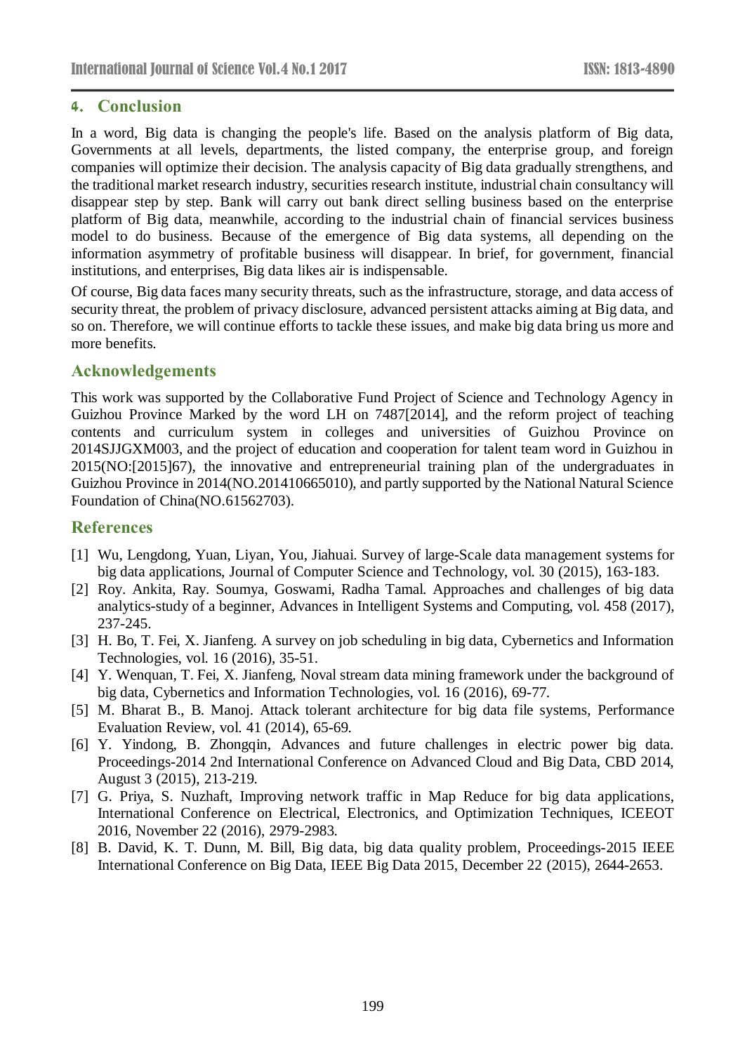## 4. Conclusion

In a word, Big data is changing the people's life. Based on the analysis platform of Big data, Governments at all levels, departments, the listed company, the enterprise group, and foreign companies will optimize their decision. The analysis capacity of Big data gradually strengthens, and the traditional market research industry, securities research institute, industrial chain consultancy will disappear step by step. Bank will carry out bank direct selling business based on the enterprise platform of Big data, meanwhile, according to the industrial chain of financial services business model to do business. Because of the emergence of Big data systems, all depending on the information asymmetry of profitable business will disappear. In brief, for government, financial institutions, and enterprises, Big data likes air is indispensable.

Of course, Big data faces many security threats, such as the infrastructure, storage, and data access of security threat, the problem of privacy disclosure, advanced persistent attacks aiming at Big data, and so on. Therefore, we will continue efforts to tackle these issues, and make big data bring us more and more benefits.

## Acknowledgements

This work was supported by the Collaborative Fund Project of Science and Technology Agency in Guizhou Province Marked by the word LH on 7487[2014], and the reform project of teaching contents and curriculum system in colleges and universities of Guizhou Province on 2014SJJGXM003, and the project of education and cooperation for talent team word in Guizhou in 2015(NO:[2015]67), the innovative and entrepreneurial training plan of the undergraduates in Guizhou Province in 2014(NO.201410665010), and partly supported by the National Natural Science Foundation of China(NO.61562703).

## References

[1] Wu, Lengdong, Yuan, Liyan, You, Jiahuai. Survey of large-Scale data management systems for big data applications, Journal of Computer Science and Technology, vol. 30 (2015), 163-183.

[2] Roy. Ankita, Ray. Soumya, Goswami, Radha Tamal. Approaches and challenges of big data analytics-study of a beginner, Advances in Intelligent Systems and Computing, vol. 458 (2017), 237-245.

[3] H. Bo, T. Fei, X. Jianfeng. A survey on job scheduling in big data, Cybernetics and Information Technologies, vol. 16 (2016), 35-51.

[4] Y. Wenquan, T. Fei, X. Jianfeng, Noval stream data mining framework under the background of big data, Cybernetics and Information Technologies, vol. 16 (2016), 69-77.

[5] M. Bharat B., B. Manoj. Attack tolerant architecture for big data file systems, Performance Evaluation Review, vol. 41 (2014), 65-69.

[6] Y. Yindong, B. Zhongqin, Advances and future challenges in electric power big data. Proceedings-2014 2nd International Conference on Advanced Cloud and Big Data, CBD 2014, August 3 (2015), 213-219.

[7] G. Priya, S. Nuzhaft, Improving network traffic in Map Reduce for big data applications, International Conference on Electrical, Electronics, and Optimization Techniques, ICEEOT 2016, November 22 (2016), 2979-2983.

[8] B. David, K. T. Dunn, M. Bill, Big data, big data quality problem, Proceedings-2015 IEEE International Conference on Big Data, IEEE Big Data 2015, December 22 (2015), 2644-2653.